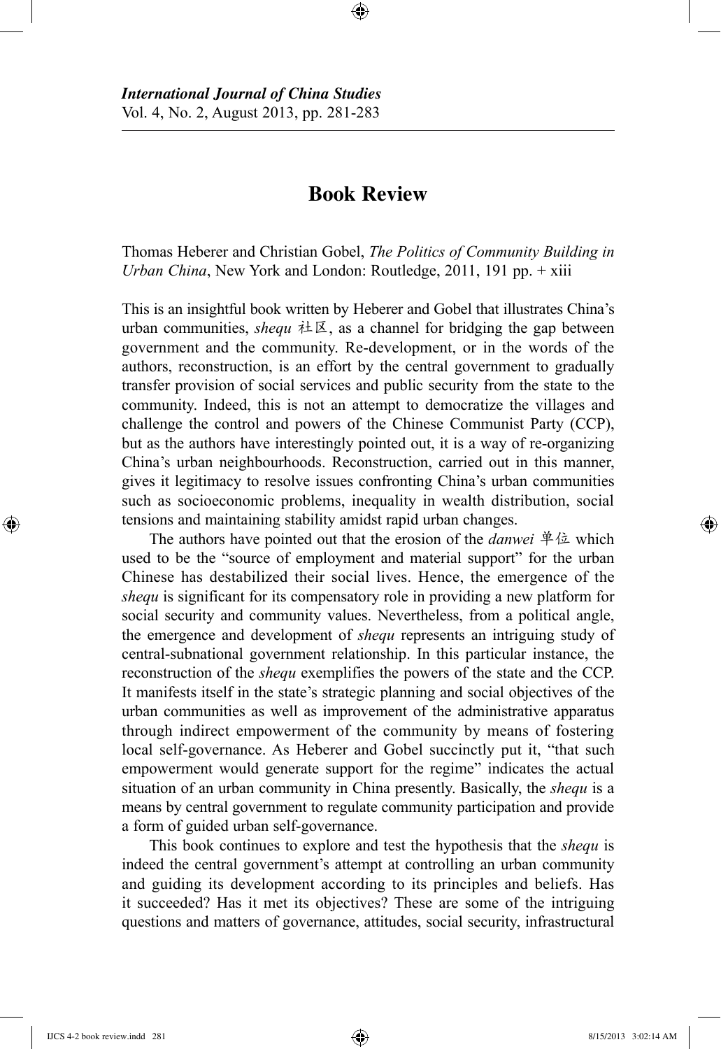*International Journal of China Studies*
Vol. 4, No. 2, August 2013, pp. 281-283

# Book Review

Thomas Heberer and Christian Gobel, *The Politics of Community Building in Urban China*, New York and London: Routledge, 2011, 191 pp. + xiii

This is an insightful book written by Heberer and Gobel that illustrates China's urban communities, *shequ* 社区, as a channel for bridging the gap between government and the community. Re-development, or in the words of the authors, reconstruction, is an effort by the central government to gradually transfer provision of social services and public security from the state to the community. Indeed, this is not an attempt to democratize the villages and challenge the control and powers of the Chinese Communist Party (CCP), but as the authors have interestingly pointed out, it is a way of re-organizing China's urban neighbourhoods. Reconstruction, carried out in this manner, gives it legitimacy to resolve issues confronting China's urban communities such as socioeconomic problems, inequality in wealth distribution, social tensions and maintaining stability amidst rapid urban changes.

The authors have pointed out that the erosion of the *danwei* 单位 which used to be the "source of employment and material support" for the urban Chinese has destabilized their social lives. Hence, the emergence of the *shequ* is significant for its compensatory role in providing a new platform for social security and community values. Nevertheless, from a political angle, the emergence and development of *shequ* represents an intriguing study of central-subnational government relationship. In this particular instance, the reconstruction of the *shequ* exemplifies the powers of the state and the CCP. It manifests itself in the state's strategic planning and social objectives of the urban communities as well as improvement of the administrative apparatus through indirect empowerment of the community by means of fostering local self-governance. As Heberer and Gobel succinctly put it, "that such empowerment would generate support for the regime" indicates the actual situation of an urban community in China presently. Basically, the *shequ* is a means by central government to regulate community participation and provide a form of guided urban self-governance.

This book continues to explore and test the hypothesis that the *shequ* is indeed the central government's attempt at controlling an urban community and guiding its development according to its principles and beliefs. Has it succeeded? Has it met its objectives? These are some of the intriguing questions and matters of governance, attitudes, social security, infrastructural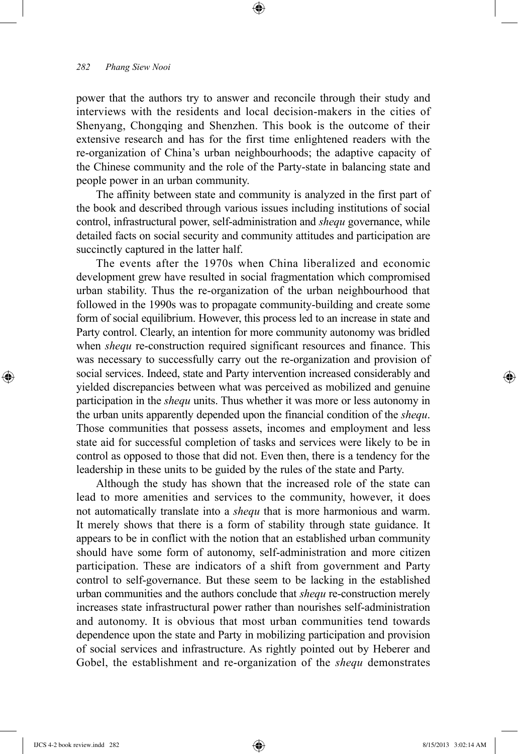power that the authors try to answer and reconcile through their study and interviews with the residents and local decision-makers in the cities of Shenyang, Chongqing and Shenzhen. This book is the outcome of their extensive research and has for the first time enlightened readers with the re-organization of China's urban neighbourhoods; the adaptive capacity of the Chinese community and the role of the Party-state in balancing state and people power in an urban community.

The affinity between state and community is analyzed in the first part of the book and described through various issues including institutions of social control, infrastructural power, self-administration and *shequ* governance, while detailed facts on social security and community attitudes and participation are succinctly captured in the latter half.

The events after the 1970s when China liberalized and economic development grew have resulted in social fragmentation which compromised urban stability. Thus the re-organization of the urban neighbourhood that followed in the 1990s was to propagate community-building and create some form of social equilibrium. However, this process led to an increase in state and Party control. Clearly, an intention for more community autonomy was bridled when *shequ* re-construction required significant resources and finance. This was necessary to successfully carry out the re-organization and provision of social services. Indeed, state and Party intervention increased considerably and yielded discrepancies between what was perceived as mobilized and genuine participation in the *shequ* units. Thus whether it was more or less autonomy in the urban units apparently depended upon the financial condition of the *shequ*. Those communities that possess assets, incomes and employment and less state aid for successful completion of tasks and services were likely to be in control as opposed to those that did not. Even then, there is a tendency for the leadership in these units to be guided by the rules of the state and Party.

Although the study has shown that the increased role of the state can lead to more amenities and services to the community, however, it does not automatically translate into a *shequ* that is more harmonious and warm. It merely shows that there is a form of stability through state guidance. It appears to be in conflict with the notion that an established urban community should have some form of autonomy, self-administration and more citizen participation. These are indicators of a shift from government and Party control to self-governance. But these seem to be lacking in the established urban communities and the authors conclude that *shequ* re-construction merely increases state infrastructural power rather than nourishes self-administration and autonomy. It is obvious that most urban communities tend towards dependence upon the state and Party in mobilizing participation and provision of social services and infrastructure. As rightly pointed out by Heberer and Gobel, the establishment and re-organization of the *shequ* demonstrates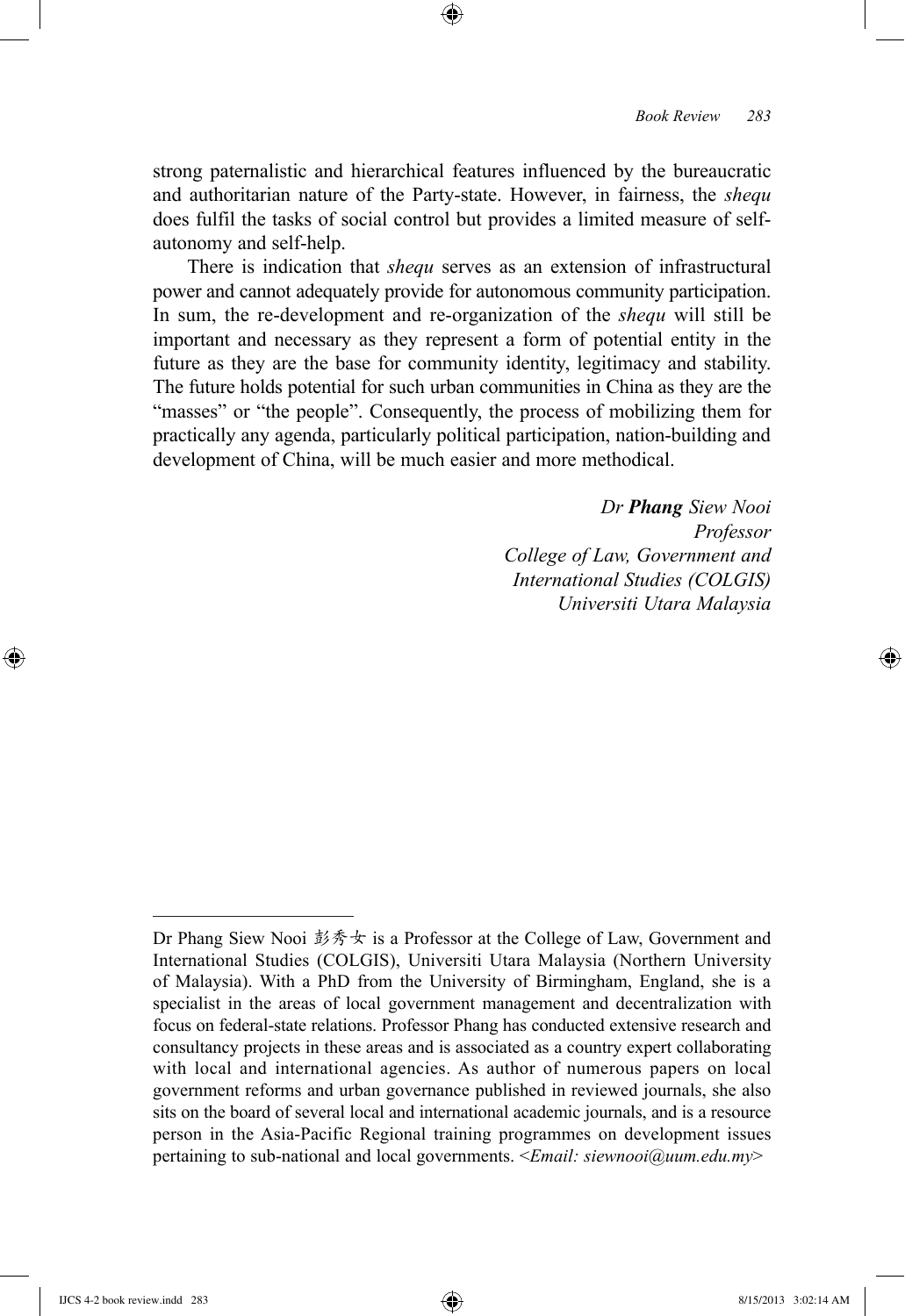strong paternalistic and hierarchical features influenced by the bureaucratic and authoritarian nature of the Party-state. However, in fairness, the *shequ* does fulfil the tasks of social control but provides a limited measure of self-autonomy and self-help.

There is indication that *shequ* serves as an extension of infrastructural power and cannot adequately provide for autonomous community participation. In sum, the re-development and re-organization of the *shequ* will still be important and necessary as they represent a form of potential entity in the future as they are the base for community identity, legitimacy and stability. The future holds potential for such urban communities in China as they are the "masses" or "the people". Consequently, the process of mobilizing them for practically any agenda, particularly political participation, nation-building and development of China, will be much easier and more methodical.

*Dr **Phang** Siew Nooi*
*Professor*
*College of Law, Government and International Studies (COLGIS)*
*Universiti Utara Malaysia*

---

Dr Phang Siew Nooi 彭秀女 is a Professor at the College of Law, Government and International Studies (COLGIS), Universiti Utara Malaysia (Northern University of Malaysia). With a PhD from the University of Birmingham, England, she is a specialist in the areas of local government management and decentralization with focus on federal-state relations. Professor Phang has conducted extensive research and consultancy projects in these areas and is associated as a country expert collaborating with local and international agencies. As author of numerous papers on local government reforms and urban governance published in reviewed journals, she also sits on the board of several local and international academic journals, and is a resource person in the Asia-Pacific Regional training programmes on development issues pertaining to sub-national and local governments. <*Email: siewnooi@uum.edu.my*>